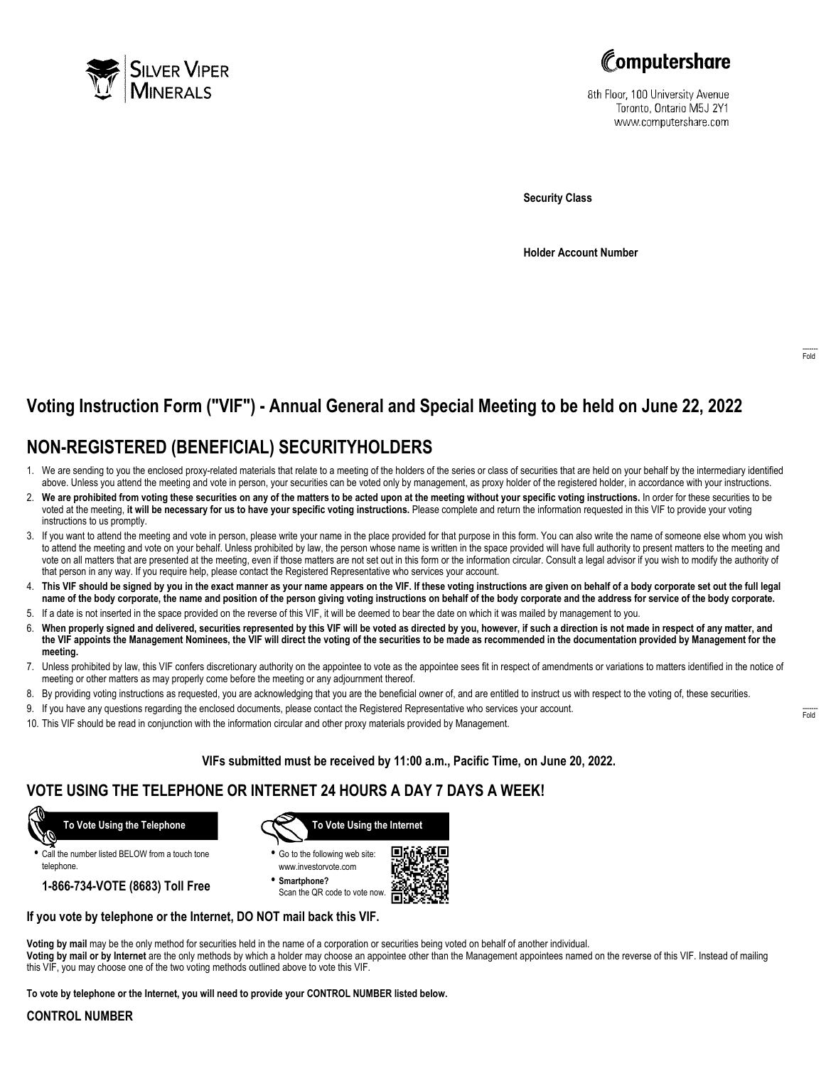Silver Viper Minerals

Computershare

8th Floor, 100 University Avenue
Toronto, Ontario M5J 2Y1
www.computershare.com

**Security Class**

**Holder Account Number**

# Voting Instruction Form ("VIF") - Annual General and Special Meeting to be held on June 22, 2022

# NON-REGISTERED (BENEFICIAL) SECURITYHOLDERS

1. We are sending to you the enclosed proxy-related materials that relate to a meeting of the holders of the series or class of securities that are held on your behalf by the intermediary identified above. Unless you attend the meeting and vote in person, your securities can be voted only by management, as proxy holder of the registered holder, in accordance with your instructions.
2. **We are prohibited from voting these securities on any of the matters to be acted upon at the meeting without your specific voting instructions.** In order for these securities to be voted at the meeting, **it will be necessary for us to have your specific voting instructions.** Please complete and return the information requested in this VIF to provide your voting instructions to us promptly.
3. If you want to attend the meeting and vote in person, please write your name in the place provided for that purpose in this form. You can also write the name of someone else whom you wish to attend the meeting and vote on your behalf. Unless prohibited by law, the person whose name is written in the space provided will have full authority to present matters to the meeting and vote on all matters that are presented at the meeting, even if those matters are not set out in this form or the information circular. Consult a legal advisor if you wish to modify the authority of that person in any way. If you require help, please contact the Registered Representative who services your account.
4. **This VIF should be signed by you in the exact manner as your name appears on the VIF. If these voting instructions are given on behalf of a body corporate set out the full legal name of the body corporate, the name and position of the person giving voting instructions on behalf of the body corporate and the address for service of the body corporate.**
5. If a date is not inserted in the space provided on the reverse of this VIF, it will be deemed to bear the date on which it was mailed by management to you.
6. **When properly signed and delivered, securities represented by this VIF will be voted as directed by you, however, if such a direction is not made in respect of any matter, and the VIF appoints the Management Nominees, the VIF will direct the voting of the securities to be made as recommended in the documentation provided by Management for the meeting.**
7. Unless prohibited by law, this VIF confers discretionary authority on the appointee to vote as the appointee sees fit in respect of amendments or variations to matters identified in the notice of meeting or other matters as may properly come before the meeting or any adjournment thereof.
8. By providing voting instructions as requested, you are acknowledging that you are the beneficial owner of, and are entitled to instruct us with respect to the voting of, these securities.
9. If you have any questions regarding the enclosed documents, please contact the Registered Representative who services your account.
10. This VIF should be read in conjunction with the information circular and other proxy materials provided by Management.

**VIFs submitted must be received by 11:00 a.m., Pacific Time, on June 20, 2022.**

## VOTE USING THE TELEPHONE OR INTERNET 24 HOURS A DAY 7 DAYS A WEEK!

**To Vote Using the Telephone**

- Call the number listed BELOW from a touch tone telephone.

**1-866-734-VOTE (8683) Toll Free**

**To Vote Using the Internet**

- Go to the following web site: www.investorvote.com
- **Smartphone?** Scan the QR code to vote now.

**If you vote by telephone or the Internet, DO NOT mail back this VIF.**

**Voting by mail** may be the only method for securities held in the name of a corporation or securities being voted on behalf of another individual.
**Voting by mail or by Internet** are the only methods by which a holder may choose an appointee other than the Management appointees named on the reverse of this VIF. Instead of mailing this VIF, you may choose one of the two voting methods outlined above to vote this VIF.

**To vote by telephone or the Internet, you will need to provide your CONTROL NUMBER listed below.**

**CONTROL NUMBER**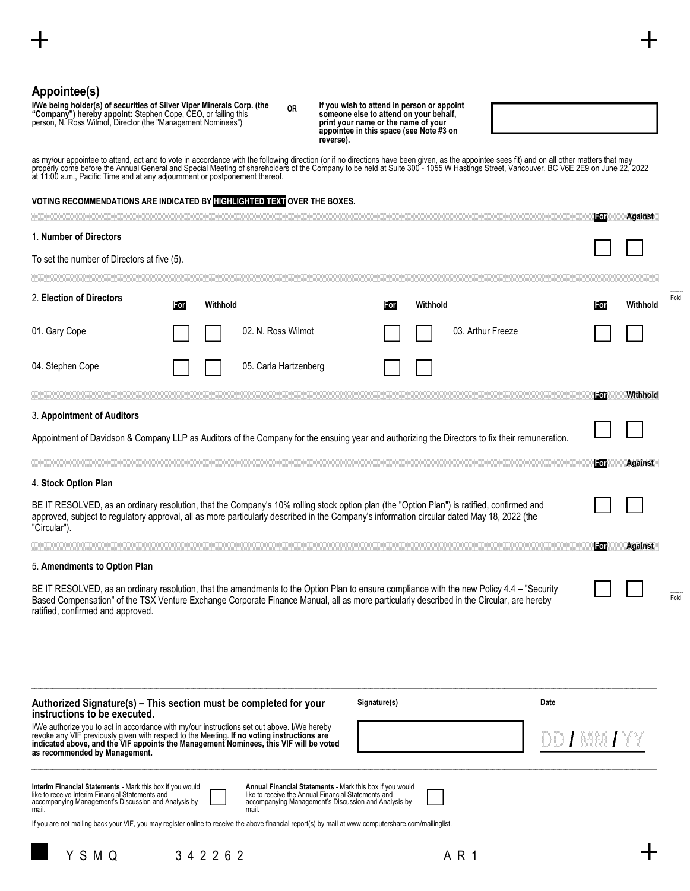## Appointee(s)

**I/We being holder(s) of securities of Silver Viper Minerals Corp. (the "Company") hereby appoint:** Stephen Cope, CEO, or failing this person, N. Ross Wilmot, Director (the "Management Nominees")

**OR**

**If you wish to attend in person or appoint someone else to attend on your behalf, print your name or the name of your appointee in this space (see Note #3 on reverse).**

as my/our appointee to attend, act and to vote in accordance with the following direction (or if no directions have been given, as the appointee sees fit) and on all other matters that may properly come before the Annual General and Special Meeting of shareholders of the Company to be held at Suite 300 - 1055 W Hastings Street, Vancouver, BC V6E 2E9 on June 22, 2022 at 11:00 a.m., Pacific Time and at any adjournment or postponement thereof.

**VOTING RECOMMENDATIONS ARE INDICATED BY HIGHLIGHTED TEXT OVER THE BOXES.**

| | For | Against |
|---|---|---|
| 1. **Number of Directors**<br>To set the number of Directors at five (5). | ☐ | ☐ |

2. **Election of Directors**

| | For | Withhold | | For | Withhold | | For | Withhold |
|---|---|---|---|---|---|---|---|---|
| 01. Gary Cope | ☐ | ☐ | 02. N. Ross Wilmot | ☐ | ☐ | 03. Arthur Freeze | ☐ | ☐ |
| 04. Stephen Cope | ☐ | ☐ | 05. Carla Hartzenberg | ☐ | ☐ | | | |

| | For | Withhold |
|---|---|---|
| 3. **Appointment of Auditors**<br>Appointment of Davidson & Company LLP as Auditors of the Company for the ensuing year and authorizing the Directors to fix their remuneration. | ☐ | ☐ |

| | For | Against |
|---|---|---|
| 4. **Stock Option Plan**<br>BE IT RESOLVED, as an ordinary resolution, that the Company's 10% rolling stock option plan (the "Option Plan") is ratified, confirmed and approved, subject to regulatory approval, all as more particularly described in the Company's information circular dated May 18, 2022 (the "Circular"). | ☐ | ☐ |

| | For | Against |
|---|---|---|
| 5. **Amendments to Option Plan**<br>BE IT RESOLVED, as an ordinary resolution, that the amendments to the Option Plan to ensure compliance with the new Policy 4.4 – "Security Based Compensation" of the TSX Venture Exchange Corporate Finance Manual, all as more particularly described in the Circular, are hereby ratified, confirmed and approved. | ☐ | ☐ |

**Authorized Signature(s) – This section must be completed for your instructions to be executed.**

I/We authorize you to act in accordance with my/our instructions set out above. I/We hereby revoke any VIF previously given with respect to the Meeting. **If no voting instructions are indicated above, and the VIF appoints the Management Nominees, this VIF will be voted as recommended by Management.**

Signature(s)

Date

DD / MM / YY

**Interim Financial Statements** - Mark this box if you would like to receive Interim Financial Statements and accompanying Management's Discussion and Analysis by mail. ☐

**Annual Financial Statements** - Mark this box if you would like to receive the Annual Financial Statements and accompanying Management's Discussion and Analysis by mail. ☐

If you are not mailing back your VIF, you may register online to receive the above financial report(s) by mail at www.computershare.com/mailinglist.

Y S M Q 3 4 2 2 6 2 A R 1